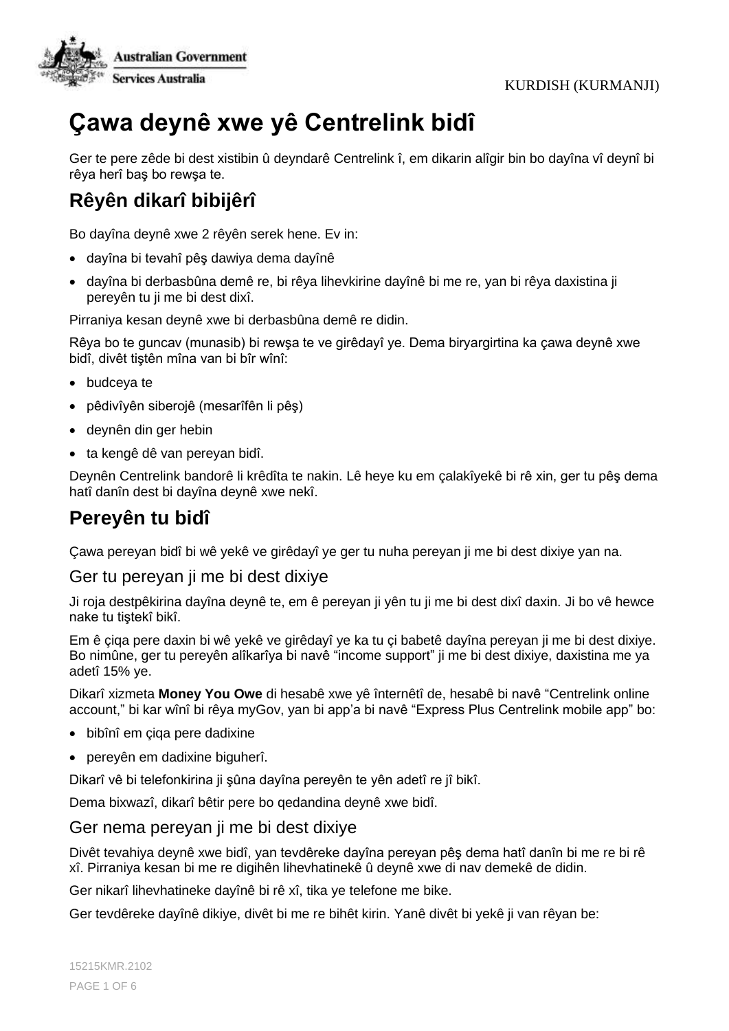KURDISH (KURMANJI)

# Çawa deynê xwe yê Centrelink bidî

Ger te pere zêde bi dest xistibin û deyndarê Centrelink î, em dikarin alîgir bin bo dayîna vî deynî bi rêya herî baş bo rewşa te.

## Rêyên dikarî bibijêrî

Bo dayîna deynê xwe 2 rêyên serek hene. Ev in:

- dayîna bi tevahî pêş dawiya dema dayînê
- dayîna bi derbasbûna demê re, bi rêya lihevkirine dayînê bi me re, yan bi rêya daxistina ji pereyên tu ji me bi dest dixî.

Pirraniya kesan deynê xwe bi derbasbûna demê re didin.

Rêya bo te guncav (munasib) bi rewşa te ve girêdayî ye. Dema biryargirtina ka çawa deynê xwe bidî, divêt tiştên mîna van bi bîr wînî:

- budceya te
- pêdivîyên siberojê (mesarîfên li pêş)
- deynên din ger hebin
- ta kengê dê van pereyan bidî.

Deynên Centrelink bandorê li krêdîta te nakin. Lê heye ku em çalakîyekê bi rê xin, ger tu pêş dema hatî danîn dest bi dayîna deynê xwe nekî.

## Pereyên tu bidî

Çawa pereyan bidî bi wê yekê ve girêdayî ye ger tu nuha pereyan ji me bi dest dixiye yan na.

### Ger tu pereyan ji me bi dest dixiye

Ji roja destpêkirina dayîna deynê te, em ê pereyan ji yên tu ji me bi dest dixî daxin. Ji bo vê hewce nake tu tiştekî bikî.

Em ê çiqa pere daxin bi wê yekê ve girêdayî ye ka tu çi babetê dayîna pereyan ji me bi dest dixiye. Bo nimûne, ger tu pereyên alîkarîya bi navê “income support” ji me bi dest dixiye, daxistina me ya adetî 15% ye.

Dikarî xizmeta **Money You Owe** di hesabê xwe yê înternêtî de, hesabê bi navê “Centrelink online account,” bi kar wînî bi rêya myGov, yan bi app’a bi navê “Express Plus Centrelink mobile app” bo:

- bibînî em çiqa pere dadixine
- pereyên em dadixine biguherî.

Dikarî vê bi telefonkirina ji şûna dayîna pereyên te yên adetî re jî bikî.

Dema bixwazî, dikarî bêtir pere bo qedandina deynê xwe bidî.

### Ger nema pereyan ji me bi dest dixiye

Divêt tevahiya deynê xwe bidî, yan tevdêreke dayîna pereyan pêş dema hatî danîn bi me re bi rê xî. Pirraniya kesan bi me re digihên lihevhatinekê û deynê xwe di nav demekê de didin.

Ger nikarî lihevhatineke dayînê bi rê xî, tika ye telefone me bike.

Ger tevdêreke dayînê dikiye, divêt bi me re bihêt kirin. Yanê divêt bi yekê ji van rêyan be:

15215KMR.2102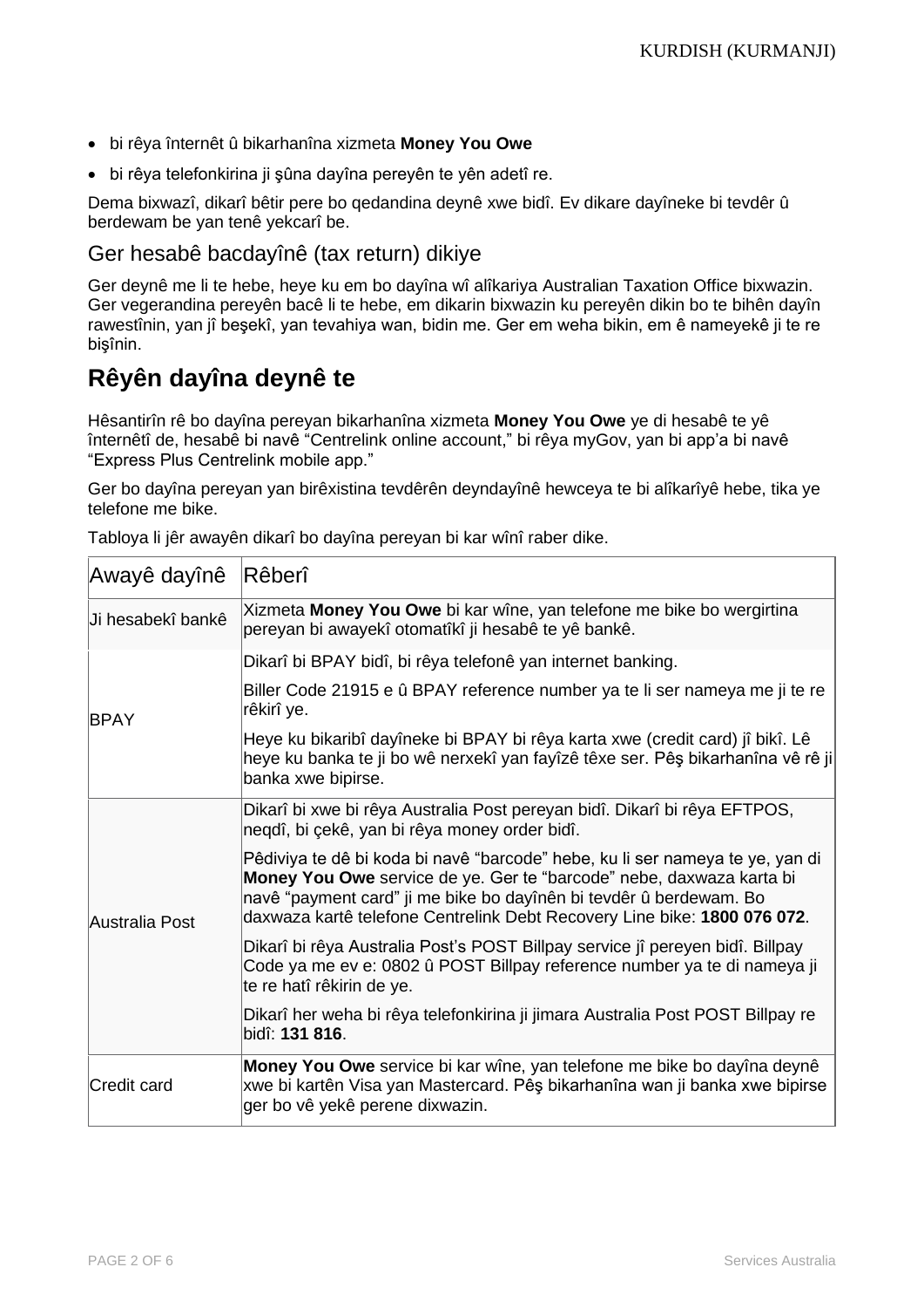- bi rêya înternêt û bikarhanîna xizmeta **Money You Owe**
- bi rêya telefonkirina ji şûna dayîna pereyên te yên adetî re.

Dema bixwazî, dikarî bêtir pere bo qedandina deynê xwe bidî. Ev dikare dayîneke bi tevdêr û berdewam be yan tenê yekcarî be.

## Ger hesabê bacdayînê (tax return) dikiye

Ger deynê me li te hebe, heye ku em bo dayîna wî alîkariya Australian Taxation Office bixwazin. Ger vegerandina pereyên bacê li te hebe, em dikarin bixwazin ku pereyên dikin bo te bihên dayîn rawestînin, yan jî beşekî, yan tevahiya wan, bidin me. Ger em weha bikin, em ê nameyekê ji te re bişînin.

# Rêyên dayîna deynê te

Hêsantirîn rê bo dayîna pereyan bikarhanîna xizmeta **Money You Owe** ye di hesabê te yê înternêtî de, hesabê bi navê “Centrelink online account,” bi rêya myGov, yan bi app’a bi navê “Express Plus Centrelink mobile app.”

Ger bo dayîna pereyan yan birêxistina tevdêrên deyndayînê hewceya te bi alîkarîyê hebe, tika ye telefone me bike.

Tabloya li jêr awayên dikarî bo dayîna pereyan bi kar wînî raber dike.

| Awayê dayînê | Rêberî |
|---|---|
| Ji hesabekî bankê | Xizmeta **Money You Owe** bi kar wîne, yan telefone me bike bo wergirtina pereyan bi awayekî otomatîkî ji hesabê te yê bankê. |
| BPAY | Dikarî bi BPAY bidî, bi rêya telefonê yan internet banking.<br><br>Biller Code 21915 e û BPAY reference number ya te li ser nameya me ji te re rêkirî ye.<br><br>Heye ku bikaribî dayîneke bi BPAY bi rêya karta xwe (credit card) jî bikî. Lê heye ku banka te ji bo wê nerxekî yan fayîzê têxe ser. Pêş bikarhanîna vê rê ji banka xwe bipirse. |
| Australia Post | Dikarî bi xwe bi rêya Australia Post pereyan bidî. Dikarî bi rêya EFTPOS, neqdî, bi çekê, yan bi rêya money order bidî.<br><br>Pêdiviya te dê bi koda bi navê “barcode” hebe, ku li ser nameya te ye, yan di **Money You Owe** service de ye. Ger te “barcode” nebe, daxwaza karta bi navê “payment card” ji me bike bo dayînên bi tevdêr û berdewam. Bo daxwaza kartê telefone Centrelink Debt Recovery Line bike: **1800 076 072**.<br><br>Dikarî bi rêya Australia Post’s POST Billpay service jî pereyen bidî. Billpay Code ya me ev e: 0802 û POST Billpay reference number ya te di nameya ji te re hatî rêkirin de ye.<br><br>Dikarî her weha bi rêya telefonkirina ji jimara Australia Post POST Billpay re bidî: **131 816**. |
| Credit card | **Money You Owe** service bi kar wîne, yan telefone me bike bo dayîna deynê xwe bi kartên Visa yan Mastercard. Pêş bikarhanîna wan ji banka xwe bipirse ger bo vê yekê perene dixwazin. |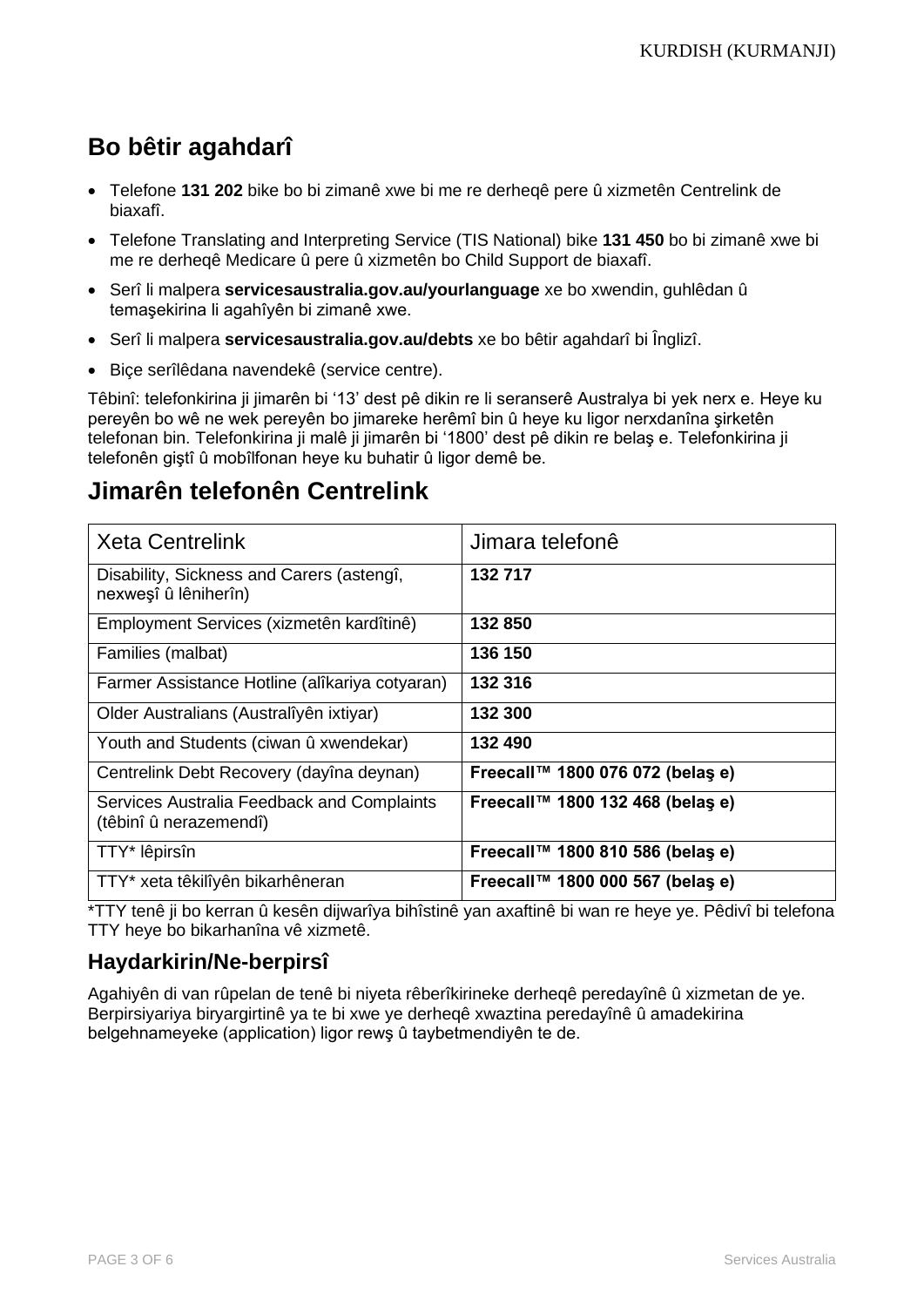## Bo bêtir agahdarî

- Telefone **131 202** bike bo bi zimanê xwe bi me re derheqê pere û xizmetên Centrelink de biaxafî.
- Telefone Translating and Interpreting Service (TIS National) bike **131 450** bo bi zimanê xwe bi me re derheqê Medicare û pere û xizmetên bo Child Support de biaxafî.
- Serî li malpera **servicesaustralia.gov.au/yourlanguage** xe bo xwendin, guhlêdan û temaşekirina li agahîyên bi zimanê xwe.
- Serî li malpera **servicesaustralia.gov.au/debts** xe bo bêtir agahdarî bi Înglizî.
- Biçe serîlêdana navendekê (service centre).

Têbinî: telefonkirina ji jimarên bi '13' dest pê dikin re li seranserê Australya bi yek nerx e. Heye ku pereyên bo wê ne wek pereyên bo jimareke herêmî bin û heye ku ligor nerxdanîna şirketên telefonan bin. Telefonkirina ji malê ji jimarên bi '1800' dest pê dikin re belaş e. Telefonkirina ji telefonên giştî û mobîlfonan heye ku buhatir û ligor demê be.

## Jimarên telefonên Centrelink

| Xeta Centrelink | Jimara telefonê |
|---|---|
| Disability, Sickness and Carers (astengî, nexweşî û lêniherîn) | **132 717** |
| Employment Services (xizmetên kardîtinê) | **132 850** |
| Families (malbat) | **136 150** |
| Farmer Assistance Hotline (alîkariya cotyaran) | **132 316** |
| Older Australians (Australîyên ixtiyar) | **132 300** |
| Youth and Students (ciwan û xwendekar) | **132 490** |
| Centrelink Debt Recovery (dayîna deynan) | **Freecall™ 1800 076 072 (belaş e)** |
| Services Australia Feedback and Complaints (têbinî û nerazemendî) | **Freecall™ 1800 132 468 (belaş e)** |
| TTY* lêpirsîn | **Freecall™ 1800 810 586 (belaş e)** |
| TTY* xeta têkilîyên bikarhêneran | **Freecall™ 1800 000 567 (belaş e)** |

*TTY tenê ji bo kerran û kesên dijwarîya bihîstinê yan axaftinê bi wan re heye ye. Pêdivî bi telefona TTY heye bo bikarhanîna vê xizmetê.

### Haydarkirin/Ne-berpirsî

Agahiyên di van rûpelan de tenê bi niyeta rêberîkirineke derheqê peredayînê û xizmetan de ye. Berpirsiyariya biryargirtinê ya te bi xwe ye derheqê xwaztina peredayînê û amadekirina belgehnameyeke (application) ligor rewş û taybetmendiyên te de.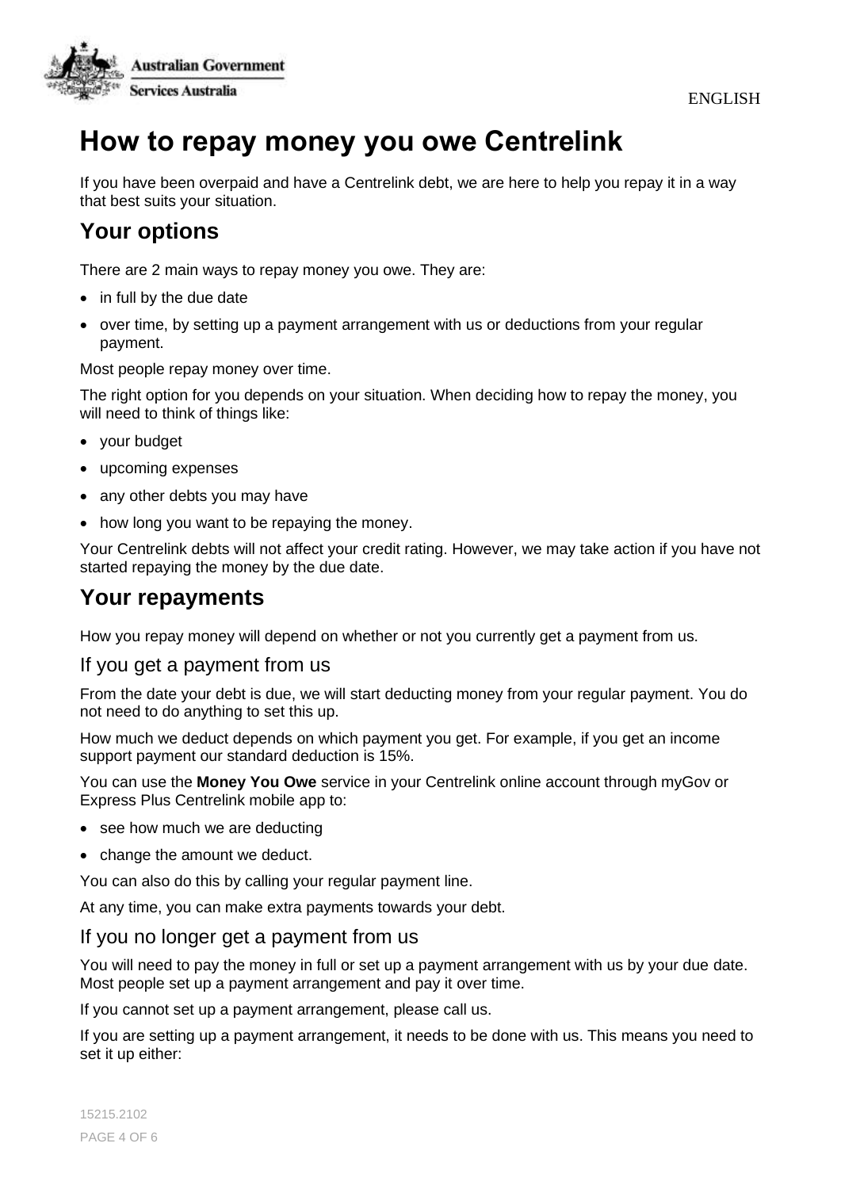# How to repay money you owe Centrelink

If you have been overpaid and have a Centrelink debt, we are here to help you repay it in a way that best suits your situation.

## Your options

There are 2 main ways to repay money you owe. They are:

- in full by the due date
- over time, by setting up a payment arrangement with us or deductions from your regular payment.

Most people repay money over time.

The right option for you depends on your situation. When deciding how to repay the money, you will need to think of things like:

- your budget
- upcoming expenses
- any other debts you may have
- how long you want to be repaying the money.

Your Centrelink debts will not affect your credit rating. However, we may take action if you have not started repaying the money by the due date.

## Your repayments

How you repay money will depend on whether or not you currently get a payment from us.

### If you get a payment from us

From the date your debt is due, we will start deducting money from your regular payment. You do not need to do anything to set this up.

How much we deduct depends on which payment you get. For example, if you get an income support payment our standard deduction is 15%.

You can use the **Money You Owe** service in your Centrelink online account through myGov or Express Plus Centrelink mobile app to:

- see how much we are deducting
- change the amount we deduct.

You can also do this by calling your regular payment line.

At any time, you can make extra payments towards your debt.

### If you no longer get a payment from us

You will need to pay the money in full or set up a payment arrangement with us by your due date. Most people set up a payment arrangement and pay it over time.

If you cannot set up a payment arrangement, please call us.

If you are setting up a payment arrangement, it needs to be done with us. This means you need to set it up either: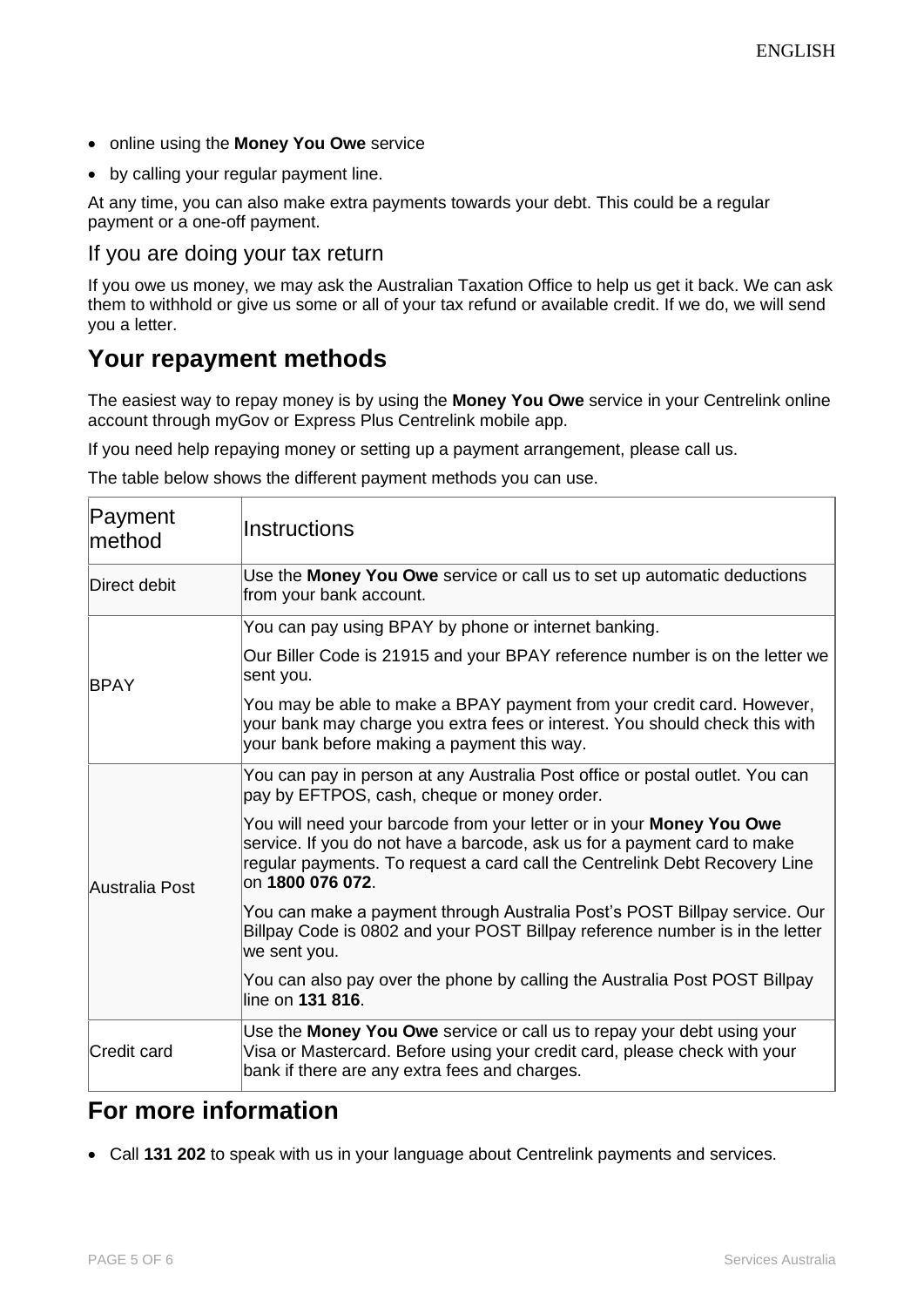- online using the **Money You Owe** service
- by calling your regular payment line.

At any time, you can also make extra payments towards your debt. This could be a regular payment or a one-off payment.

### If you are doing your tax return

If you owe us money, we may ask the Australian Taxation Office to help us get it back. We can ask them to withhold or give us some or all of your tax refund or available credit. If we do, we will send you a letter.

## Your repayment methods

The easiest way to repay money is by using the **Money You Owe** service in your Centrelink online account through myGov or Express Plus Centrelink mobile app.

If you need help repaying money or setting up a payment arrangement, please call us.

The table below shows the different payment methods you can use.

| Payment method | Instructions |
|---|---|
| Direct debit | Use the **Money You Owe** service or call us to set up automatic deductions from your bank account. |
| BPAY | You can pay using BPAY by phone or internet banking.<br><br>Our Biller Code is 21915 and your BPAY reference number is on the letter we sent you.<br><br>You may be able to make a BPAY payment from your credit card. However, your bank may charge you extra fees or interest. You should check this with your bank before making a payment this way. |
| Australia Post | You can pay in person at any Australia Post office or postal outlet. You can pay by EFTPOS, cash, cheque or money order.<br><br>You will need your barcode from your letter or in your **Money You Owe** service. If you do not have a barcode, ask us for a payment card to make regular payments. To request a card call the Centrelink Debt Recovery Line on **1800 076 072**.<br><br>You can make a payment through Australia Post's POST Billpay service. Our Billpay Code is 0802 and your POST Billpay reference number is in the letter we sent you.<br><br>You can also pay over the phone by calling the Australia Post POST Billpay line on **131 816**. |
| Credit card | Use the **Money You Owe** service or call us to repay your debt using your Visa or Mastercard. Before using your credit card, please check with your bank if there are any extra fees and charges. |

## For more information

- Call **131 202** to speak with us in your language about Centrelink payments and services.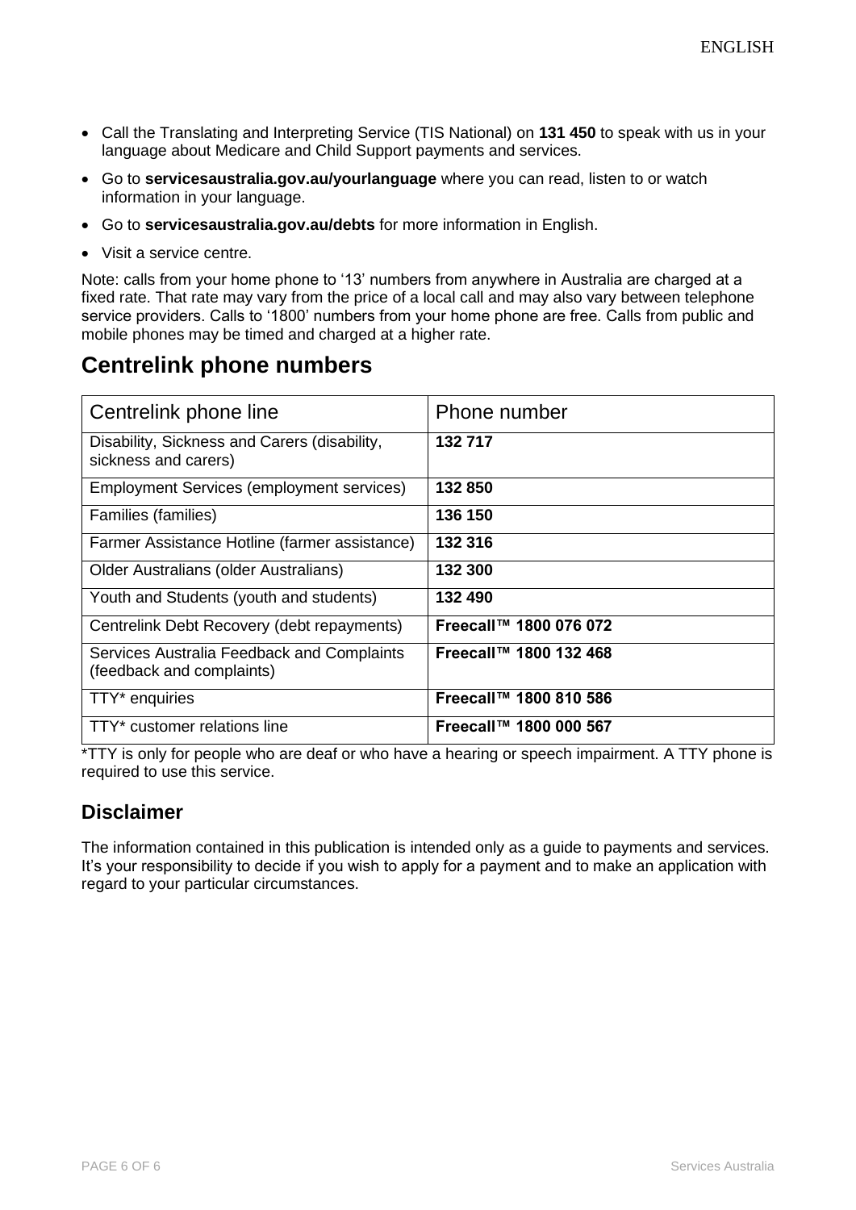- Call the Translating and Interpreting Service (TIS National) on **131 450** to speak with us in your language about Medicare and Child Support payments and services.
- Go to **servicesaustralia.gov.au/yourlanguage** where you can read, listen to or watch information in your language.
- Go to **servicesaustralia.gov.au/debts** for more information in English.
- Visit a service centre.

Note: calls from your home phone to '13' numbers from anywhere in Australia are charged at a fixed rate. That rate may vary from the price of a local call and may also vary between telephone service providers. Calls to '1800' numbers from your home phone are free. Calls from public and mobile phones may be timed and charged at a higher rate.

## Centrelink phone numbers

| Centrelink phone line | Phone number |
|---|---|
| Disability, Sickness and Carers (disability, sickness and carers) | **132 717** |
| Employment Services (employment services) | **132 850** |
| Families (families) | **136 150** |
| Farmer Assistance Hotline (farmer assistance) | **132 316** |
| Older Australians (older Australians) | **132 300** |
| Youth and Students (youth and students) | **132 490** |
| Centrelink Debt Recovery (debt repayments) | **Freecall™ 1800 076 072** |
| Services Australia Feedback and Complaints (feedback and complaints) | **Freecall™ 1800 132 468** |
| TTY* enquiries | **Freecall™ 1800 810 586** |
| TTY* customer relations line | **Freecall™ 1800 000 567** |

*TTY is only for people who are deaf or who have a hearing or speech impairment. A TTY phone is required to use this service.

### Disclaimer

The information contained in this publication is intended only as a guide to payments and services. It's your responsibility to decide if you wish to apply for a payment and to make an application with regard to your particular circumstances.